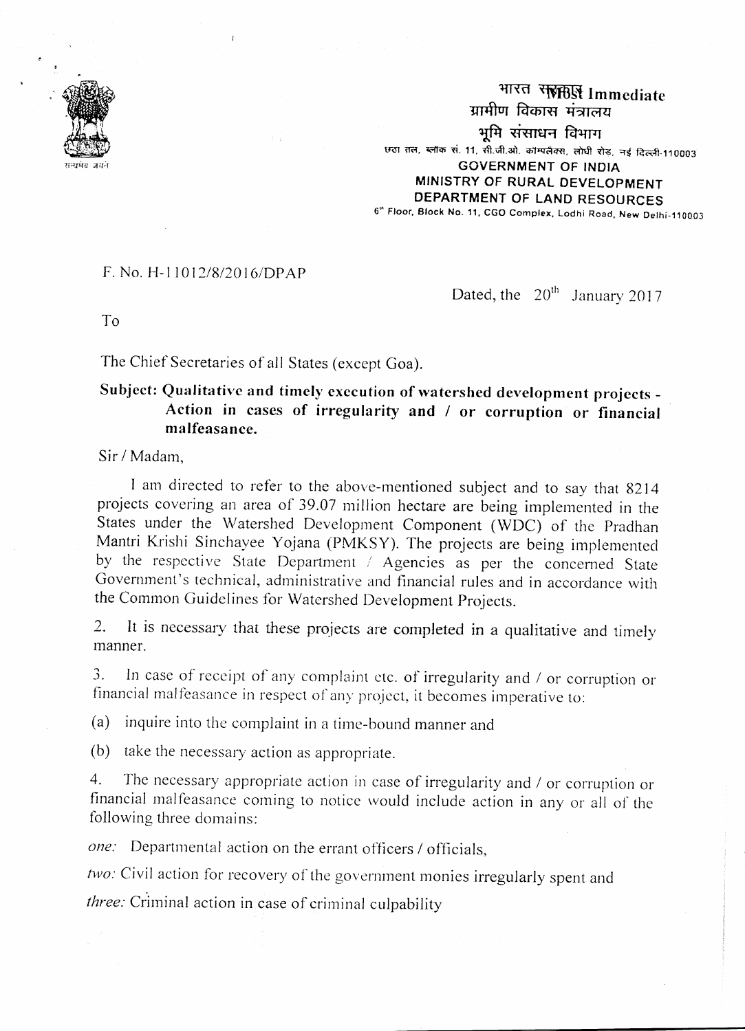भारत सरकार **Most Immediate**
ग्रामीण विकास मंत्रालय
भूमि संसाधन विभाग
छठा तल, ब्लॉक सं. 11, सी.जी.ओ. कॉम्पलेक्स, लोधी रोड, नई दिल्ली-110003

**GOVERNMENT OF INDIA**
**MINISTRY OF RURAL DEVELOPMENT**
**DEPARTMENT OF LAND RESOURCES**
6th Floor, Block No. 11, CGO Complex, Lodhi Road, New Delhi-110003

F. No. H-11012/8/2016/DPAP

Dated, the 20th January 2017

To

The Chief Secretaries of all States (except Goa).

**Subject: Qualitative and timely execution of watershed development projects - Action in cases of irregularity and / or corruption or financial malfeasance.**

Sir / Madam,

I am directed to refer to the above-mentioned subject and to say that 8214 projects covering an area of 39.07 million hectare are being implemented in the States under the Watershed Development Component (WDC) of the Pradhan Mantri Krishi Sinchayee Yojana (PMKSY). The projects are being implemented by the respective State Department / Agencies as per the concerned State Government's technical, administrative and financial rules and in accordance with the Common Guidelines for Watershed Development Projects.

2. It is necessary that these projects are completed in a qualitative and timely manner.

3. In case of receipt of any complaint etc. of irregularity and / or corruption or financial malfeasance in respect of any project, it becomes imperative to:

(a) inquire into the complaint in a time-bound manner and

(b) take the necessary action as appropriate.

4. The necessary appropriate action in case of irregularity and / or corruption or financial malfeasance coming to notice would include action in any or all of the following three domains:

*one:* Departmental action on the errant officers / officials,

*two:* Civil action for recovery of the government monies irregularly spent and

*three:* Criminal action in case of criminal culpability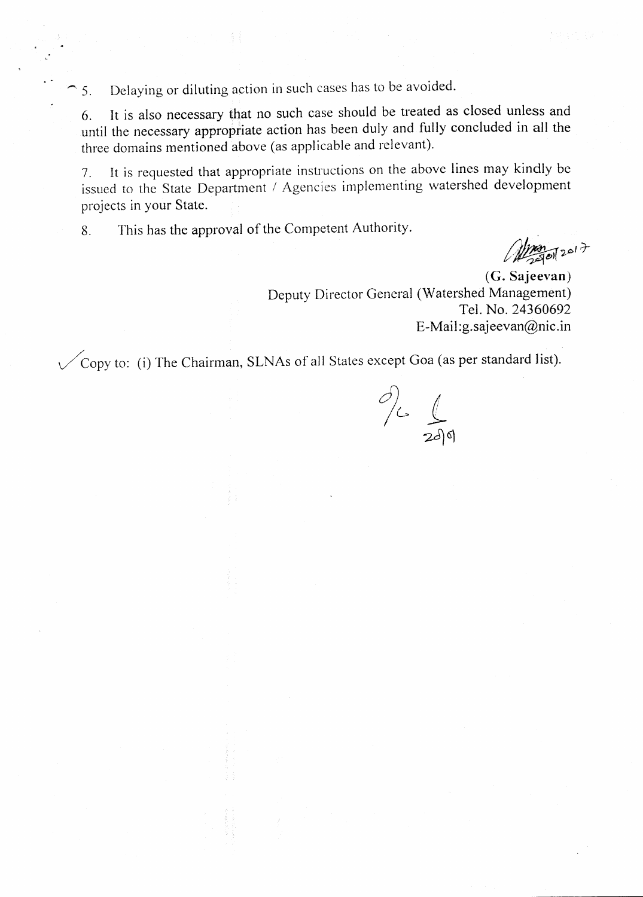5. Delaying or diluting action in such cases has to be avoided.

6. It is also necessary that no such case should be treated as closed unless and until the necessary appropriate action has been duly and fully concluded in all the three domains mentioned above (as applicable and relevant).

7. It is requested that appropriate instructions on the above lines may kindly be issued to the State Department / Agencies implementing watershed development projects in your State.

8. This has the approval of the Competent Authority.

(G. Sajeevan)
Deputy Director General (Watershed Management)
Tel. No. 24360692
E-Mail:g.sajeevan@nic.in

Copy to: (i) The Chairman, SLNAs of all States except Goa (as per standard list).